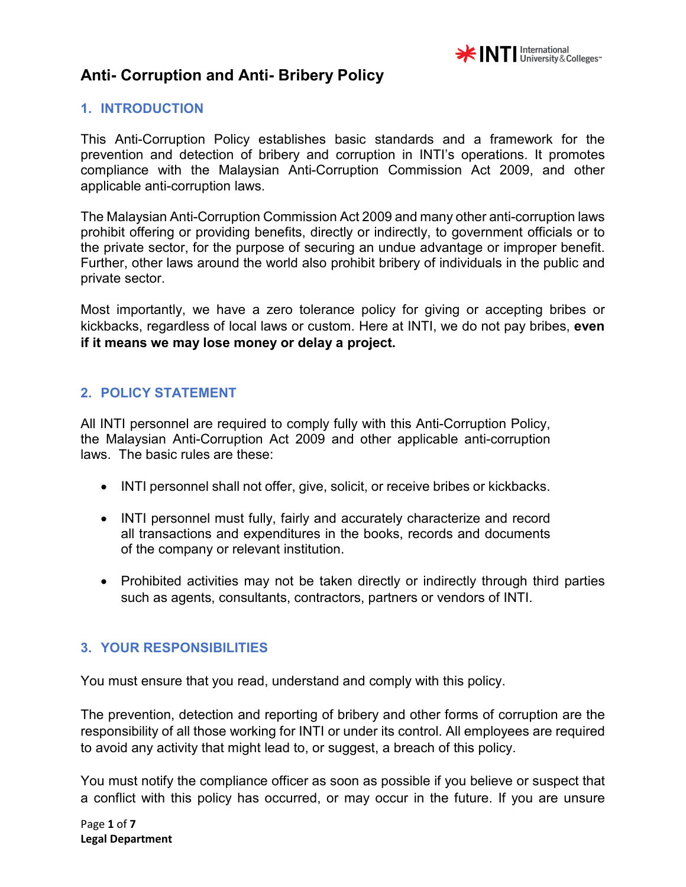# Anti- Corruption and Anti- Bribery Policy

## 1. INTRODUCTION

This Anti-Corruption Policy establishes basic standards and a framework for the prevention and detection of bribery and corruption in INTI's operations. It promotes compliance with the Malaysian Anti-Corruption Commission Act 2009, and other applicable anti-corruption laws.

The Malaysian Anti-Corruption Commission Act 2009 and many other anti-corruption laws prohibit offering or providing benefits, directly or indirectly, to government officials or to the private sector, for the purpose of securing an undue advantage or improper benefit. Further, other laws around the world also prohibit bribery of individuals in the public and private sector.

Most importantly, we have a zero tolerance policy for giving or accepting bribes or kickbacks, regardless of local laws or custom. Here at INTI, we do not pay bribes, **even if it means we may lose money or delay a project.**

## 2. POLICY STATEMENT

All INTI personnel are required to comply fully with this Anti-Corruption Policy, the Malaysian Anti-Corruption Act 2009 and other applicable anti-corruption laws. The basic rules are these:

- INTI personnel shall not offer, give, solicit, or receive bribes or kickbacks.
- INTI personnel must fully, fairly and accurately characterize and record all transactions and expenditures in the books, records and documents of the company or relevant institution.
- Prohibited activities may not be taken directly or indirectly through third parties such as agents, consultants, contractors, partners or vendors of INTI.

## 3. YOUR RESPONSIBILITIES

You must ensure that you read, understand and comply with this policy.

The prevention, detection and reporting of bribery and other forms of corruption are the responsibility of all those working for INTI or under its control. All employees are required to avoid any activity that might lead to, or suggest, a breach of this policy.

You must notify the compliance officer as soon as possible if you believe or suspect that a conflict with this policy has occurred, or may occur in the future. If you are unsure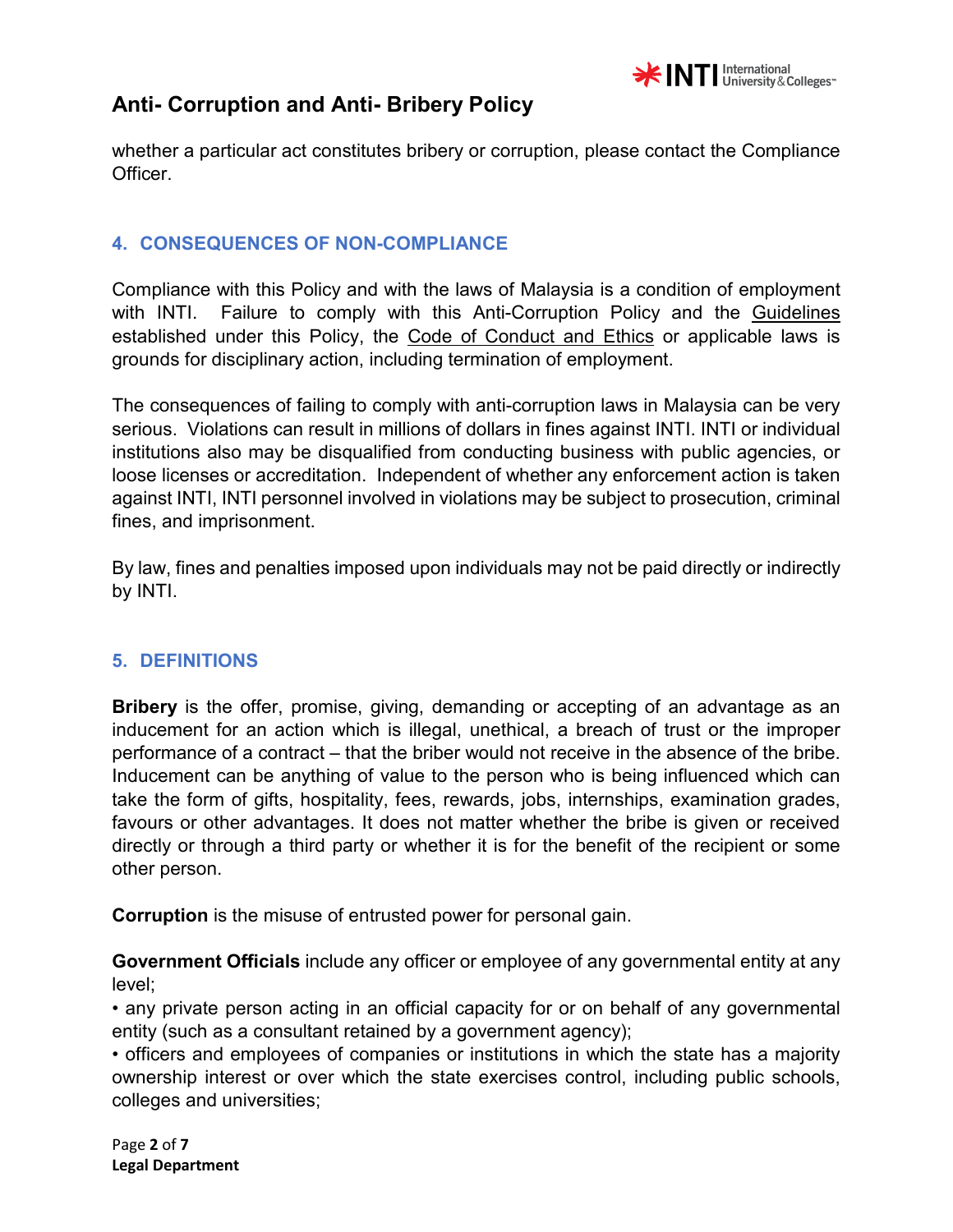whether a particular act constitutes bribery or corruption, please contact the Compliance Officer.

## 4. CONSEQUENCES OF NON-COMPLIANCE

Compliance with this Policy and with the laws of Malaysia is a condition of employment with INTI. Failure to comply with this Anti-Corruption Policy and the Guidelines established under this Policy, the Code of Conduct and Ethics or applicable laws is grounds for disciplinary action, including termination of employment.

The consequences of failing to comply with anti-corruption laws in Malaysia can be very serious. Violations can result in millions of dollars in fines against INTI. INTI or individual institutions also may be disqualified from conducting business with public agencies, or loose licenses or accreditation. Independent of whether any enforcement action is taken against INTI, INTI personnel involved in violations may be subject to prosecution, criminal fines, and imprisonment.

By law, fines and penalties imposed upon individuals may not be paid directly or indirectly by INTI.

## 5. DEFINITIONS

**Bribery** is the offer, promise, giving, demanding or accepting of an advantage as an inducement for an action which is illegal, unethical, a breach of trust or the improper performance of a contract – that the briber would not receive in the absence of the bribe. Inducement can be anything of value to the person who is being influenced which can take the form of gifts, hospitality, fees, rewards, jobs, internships, examination grades, favours or other advantages. It does not matter whether the bribe is given or received directly or through a third party or whether it is for the benefit of the recipient or some other person.

**Corruption** is the misuse of entrusted power for personal gain.

**Government Officials** include any officer or employee of any governmental entity at any level;

- any private person acting in an official capacity for or on behalf of any governmental entity (such as a consultant retained by a government agency);
- officers and employees of companies or institutions in which the state has a majority ownership interest or over which the state exercises control, including public schools, colleges and universities;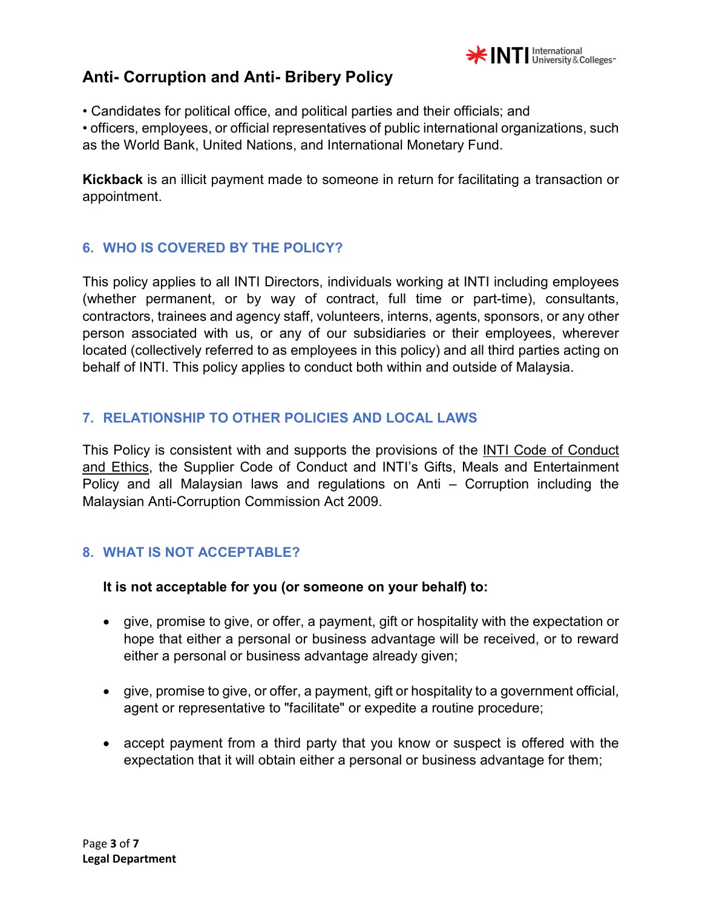- Candidates for political office, and political parties and their officials; and
- officers, employees, or official representatives of public international organizations, such as the World Bank, United Nations, and International Monetary Fund.

**Kickback** is an illicit payment made to someone in return for facilitating a transaction or appointment.

## 6. WHO IS COVERED BY THE POLICY?

This policy applies to all INTI Directors, individuals working at INTI including employees (whether permanent, or by way of contract, full time or part-time), consultants, contractors, trainees and agency staff, volunteers, interns, agents, sponsors, or any other person associated with us, or any of our subsidiaries or their employees, wherever located (collectively referred to as employees in this policy) and all third parties acting on behalf of INTI. This policy applies to conduct both within and outside of Malaysia.

## 7. RELATIONSHIP TO OTHER POLICIES AND LOCAL LAWS

This Policy is consistent with and supports the provisions of the INTI Code of Conduct and Ethics, the Supplier Code of Conduct and INTI's Gifts, Meals and Entertainment Policy and all Malaysian laws and regulations on Anti – Corruption including the Malaysian Anti-Corruption Commission Act 2009.

## 8. WHAT IS NOT ACCEPTABLE?

**It is not acceptable for you (or someone on your behalf) to:**

- give, promise to give, or offer, a payment, gift or hospitality with the expectation or hope that either a personal or business advantage will be received, or to reward either a personal or business advantage already given;
- give, promise to give, or offer, a payment, gift or hospitality to a government official, agent or representative to "facilitate" or expedite a routine procedure;
- accept payment from a third party that you know or suspect is offered with the expectation that it will obtain either a personal or business advantage for them;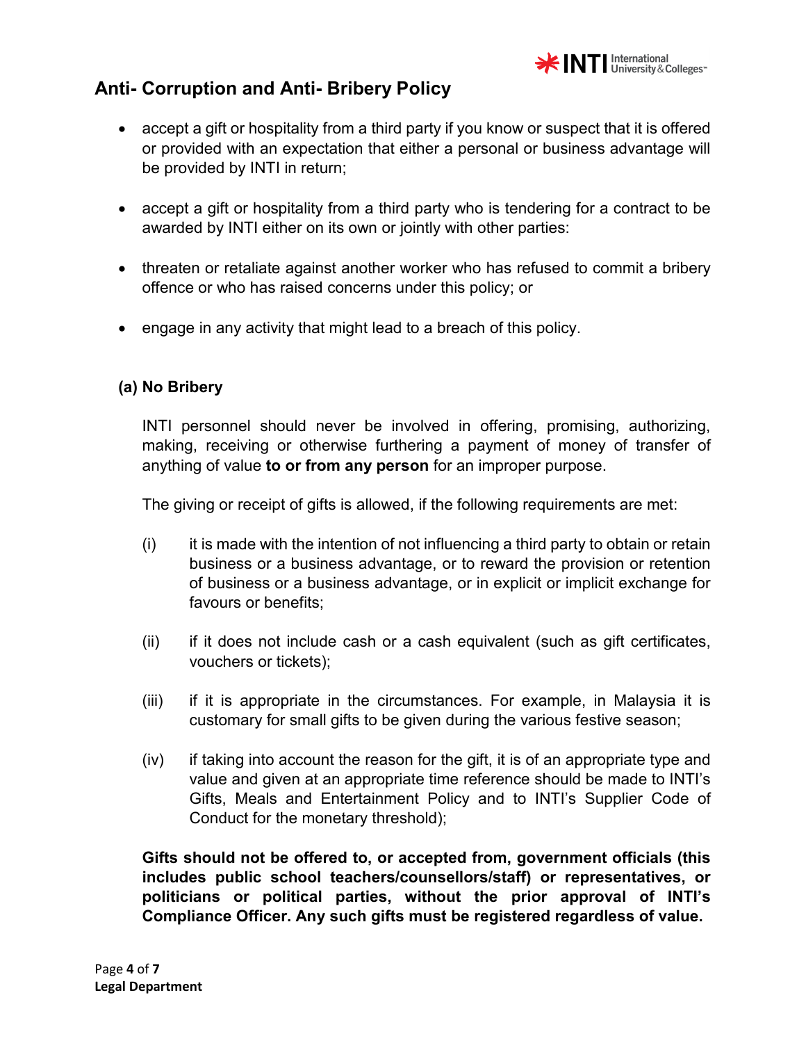- accept a gift or hospitality from a third party if you know or suspect that it is offered or provided with an expectation that either a personal or business advantage will be provided by INTI in return;

- accept a gift or hospitality from a third party who is tendering for a contract to be awarded by INTI either on its own or jointly with other parties:

- threaten or retaliate against another worker who has refused to commit a bribery offence or who has raised concerns under this policy; or

- engage in any activity that might lead to a breach of this policy.

**(a) No Bribery**

INTI personnel should never be involved in offering, promising, authorizing, making, receiving or otherwise furthering a payment of money of transfer of anything of value **to or from any person** for an improper purpose.

The giving or receipt of gifts is allowed, if the following requirements are met:

(i) it is made with the intention of not influencing a third party to obtain or retain business or a business advantage, or to reward the provision or retention of business or a business advantage, or in explicit or implicit exchange for favours or benefits;

(ii) if it does not include cash or a cash equivalent (such as gift certificates, vouchers or tickets);

(iii) if it is appropriate in the circumstances. For example, in Malaysia it is customary for small gifts to be given during the various festive season;

(iv) if taking into account the reason for the gift, it is of an appropriate type and value and given at an appropriate time reference should be made to INTI's Gifts, Meals and Entertainment Policy and to INTI's Supplier Code of Conduct for the monetary threshold);

**Gifts should not be offered to, or accepted from, government officials (this includes public school teachers/counsellors/staff) or representatives, or politicians or political parties, without the prior approval of INTI's Compliance Officer. Any such gifts must be registered regardless of value.**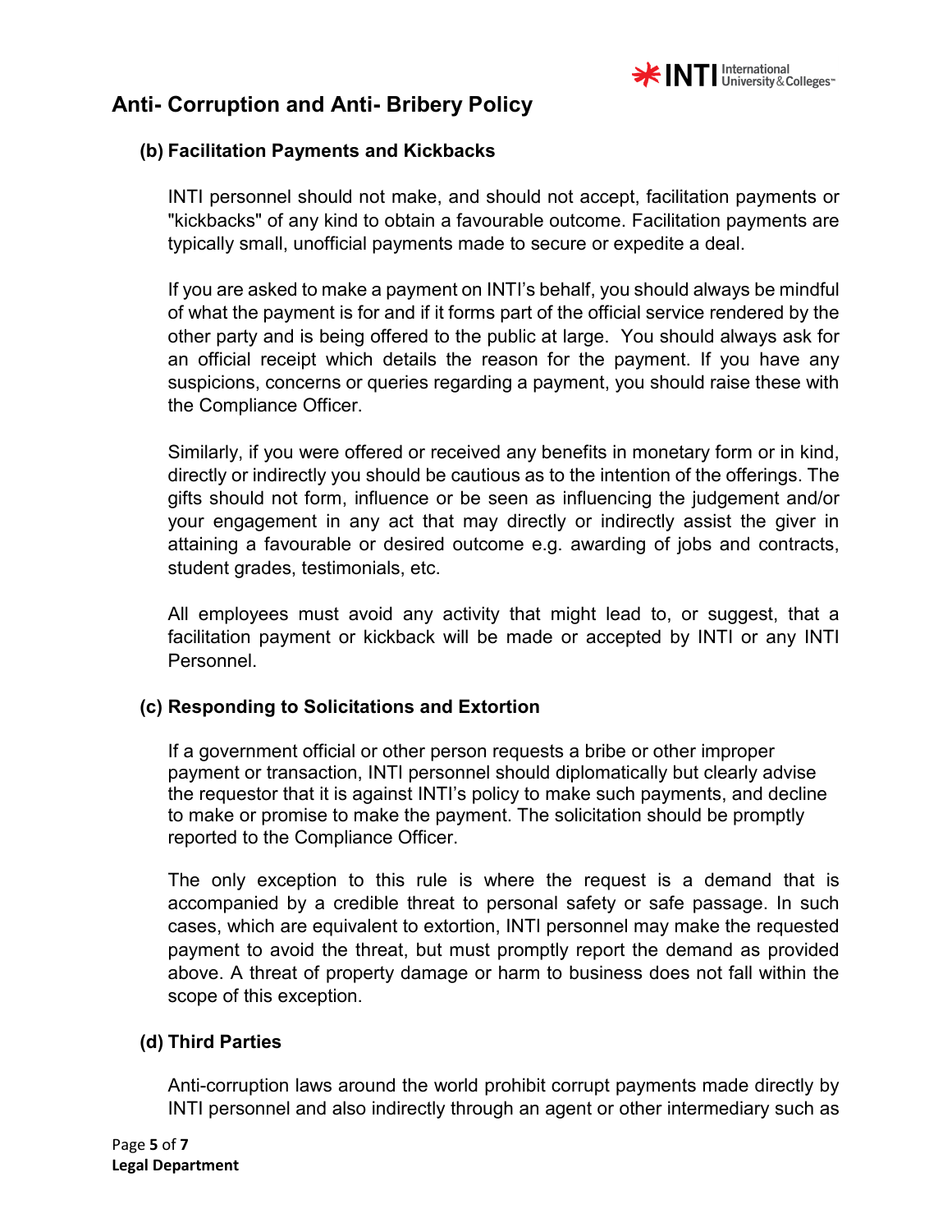# Anti- Corruption and Anti- Bribery Policy

### (b) Facilitation Payments and Kickbacks

INTI personnel should not make, and should not accept, facilitation payments or "kickbacks" of any kind to obtain a favourable outcome. Facilitation payments are typically small, unofficial payments made to secure or expedite a deal.

If you are asked to make a payment on INTI's behalf, you should always be mindful of what the payment is for and if it forms part of the official service rendered by the other party and is being offered to the public at large. You should always ask for an official receipt which details the reason for the payment. If you have any suspicions, concerns or queries regarding a payment, you should raise these with the Compliance Officer.

Similarly, if you were offered or received any benefits in monetary form or in kind, directly or indirectly you should be cautious as to the intention of the offerings. The gifts should not form, influence or be seen as influencing the judgement and/or your engagement in any act that may directly or indirectly assist the giver in attaining a favourable or desired outcome e.g. awarding of jobs and contracts, student grades, testimonials, etc.

All employees must avoid any activity that might lead to, or suggest, that a facilitation payment or kickback will be made or accepted by INTI or any INTI Personnel.

### (c) Responding to Solicitations and Extortion

If a government official or other person requests a bribe or other improper payment or transaction, INTI personnel should diplomatically but clearly advise the requestor that it is against INTI's policy to make such payments, and decline to make or promise to make the payment. The solicitation should be promptly reported to the Compliance Officer.

The only exception to this rule is where the request is a demand that is accompanied by a credible threat to personal safety or safe passage. In such cases, which are equivalent to extortion, INTI personnel may make the requested payment to avoid the threat, but must promptly report the demand as provided above. A threat of property damage or harm to business does not fall within the scope of this exception.

### (d) Third Parties

Anti-corruption laws around the world prohibit corrupt payments made directly by INTI personnel and also indirectly through an agent or other intermediary such as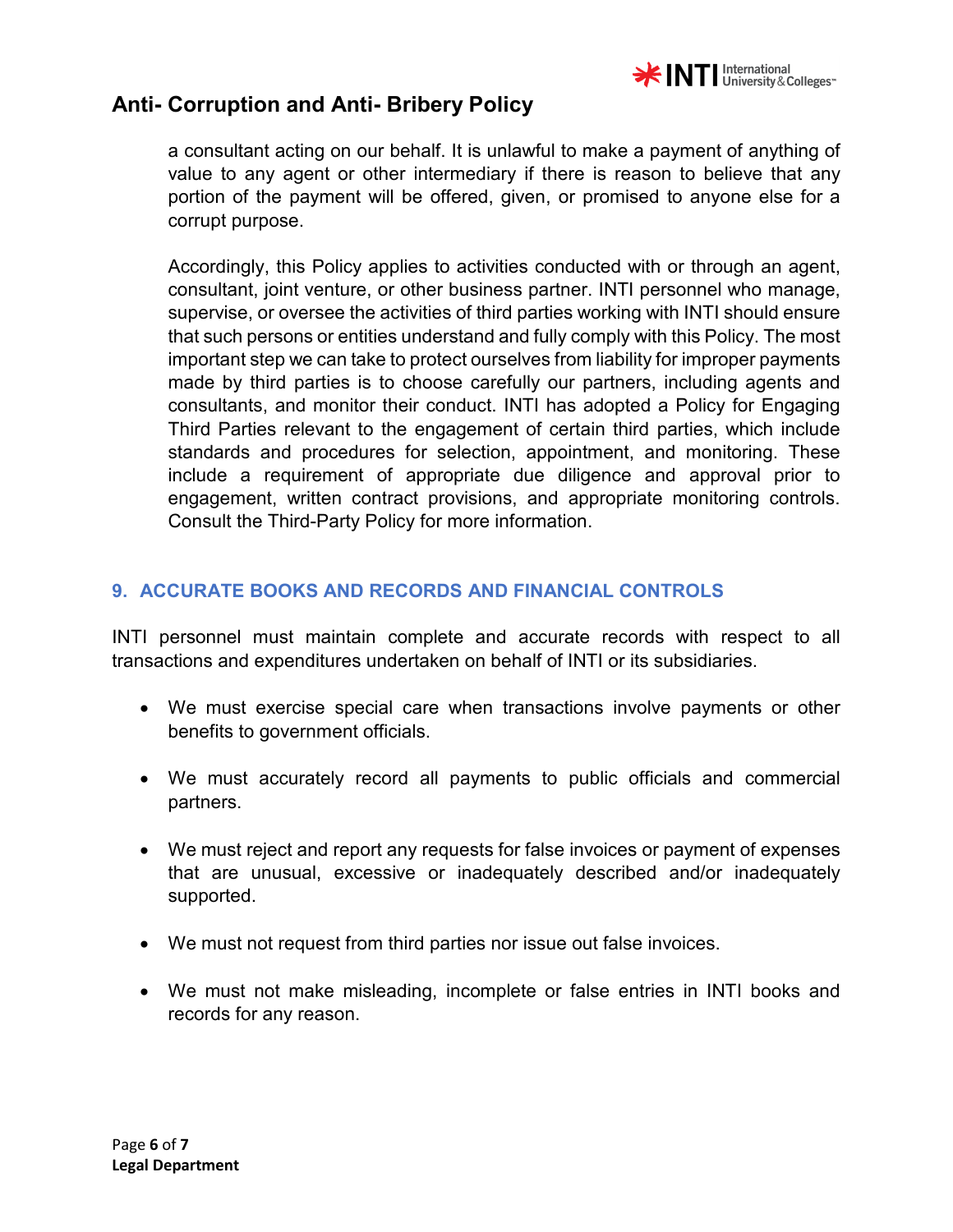a consultant acting on our behalf. It is unlawful to make a payment of anything of value to any agent or other intermediary if there is reason to believe that any portion of the payment will be offered, given, or promised to anyone else for a corrupt purpose.

Accordingly, this Policy applies to activities conducted with or through an agent, consultant, joint venture, or other business partner. INTI personnel who manage, supervise, or oversee the activities of third parties working with INTI should ensure that such persons or entities understand and fully comply with this Policy. The most important step we can take to protect ourselves from liability for improper payments made by third parties is to choose carefully our partners, including agents and consultants, and monitor their conduct. INTI has adopted a Policy for Engaging Third Parties relevant to the engagement of certain third parties, which include standards and procedures for selection, appointment, and monitoring. These include a requirement of appropriate due diligence and approval prior to engagement, written contract provisions, and appropriate monitoring controls. Consult the Third-Party Policy for more information.

## 9. ACCURATE BOOKS AND RECORDS AND FINANCIAL CONTROLS

INTI personnel must maintain complete and accurate records with respect to all transactions and expenditures undertaken on behalf of INTI or its subsidiaries.

- We must exercise special care when transactions involve payments or other benefits to government officials.
- We must accurately record all payments to public officials and commercial partners.
- We must reject and report any requests for false invoices or payment of expenses that are unusual, excessive or inadequately described and/or inadequately supported.
- We must not request from third parties nor issue out false invoices.
- We must not make misleading, incomplete or false entries in INTI books and records for any reason.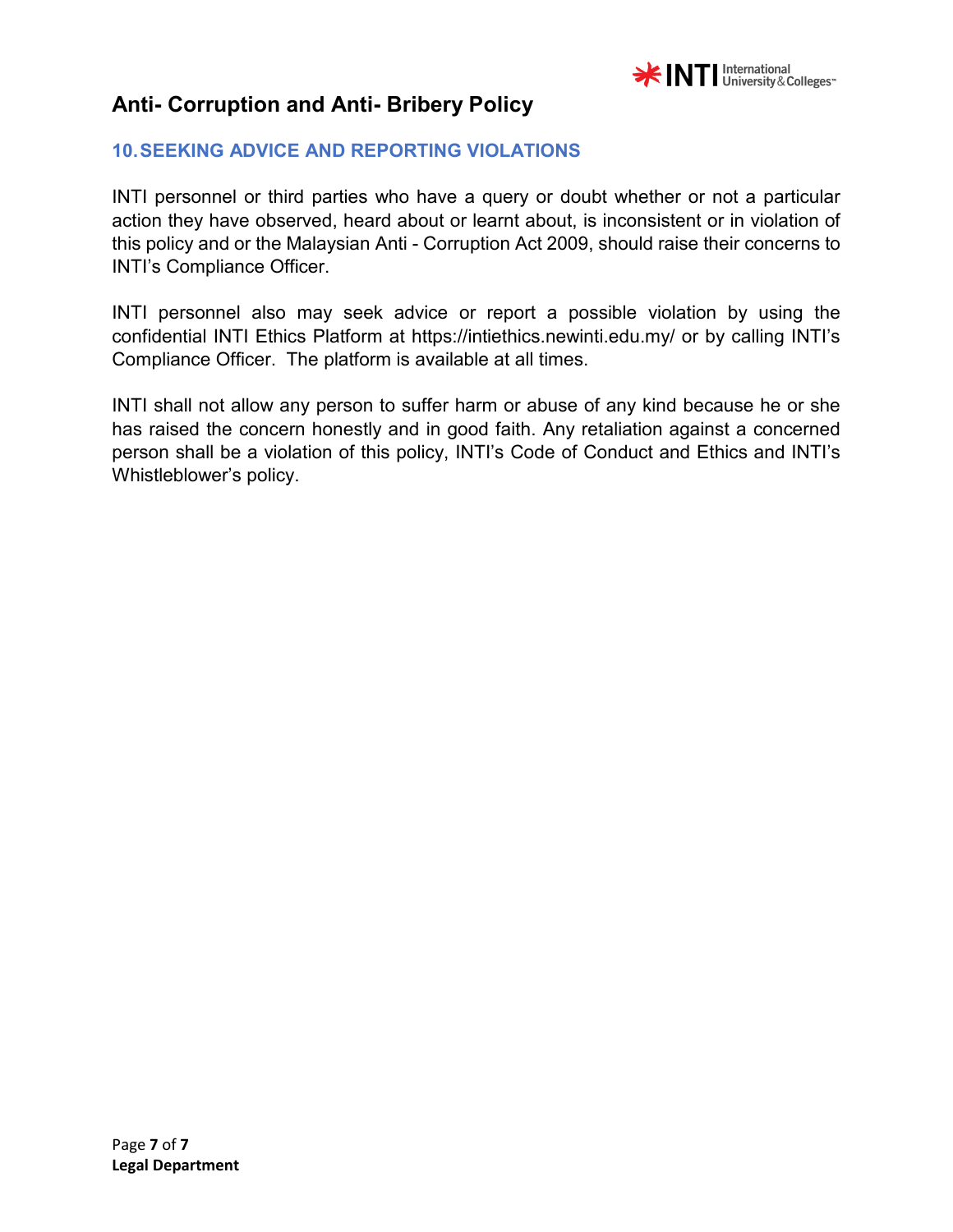## 10. SEEKING ADVICE AND REPORTING VIOLATIONS

INTI personnel or third parties who have a query or doubt whether or not a particular action they have observed, heard about or learnt about, is inconsistent or in violation of this policy and or the Malaysian Anti - Corruption Act 2009, should raise their concerns to INTI's Compliance Officer.

INTI personnel also may seek advice or report a possible violation by using the confidential INTI Ethics Platform at https://intiethics.newinti.edu.my/ or by calling INTI's Compliance Officer. The platform is available at all times.

INTI shall not allow any person to suffer harm or abuse of any kind because he or she has raised the concern honestly and in good faith. Any retaliation against a concerned person shall be a violation of this policy, INTI's Code of Conduct and Ethics and INTI's Whistleblower's policy.